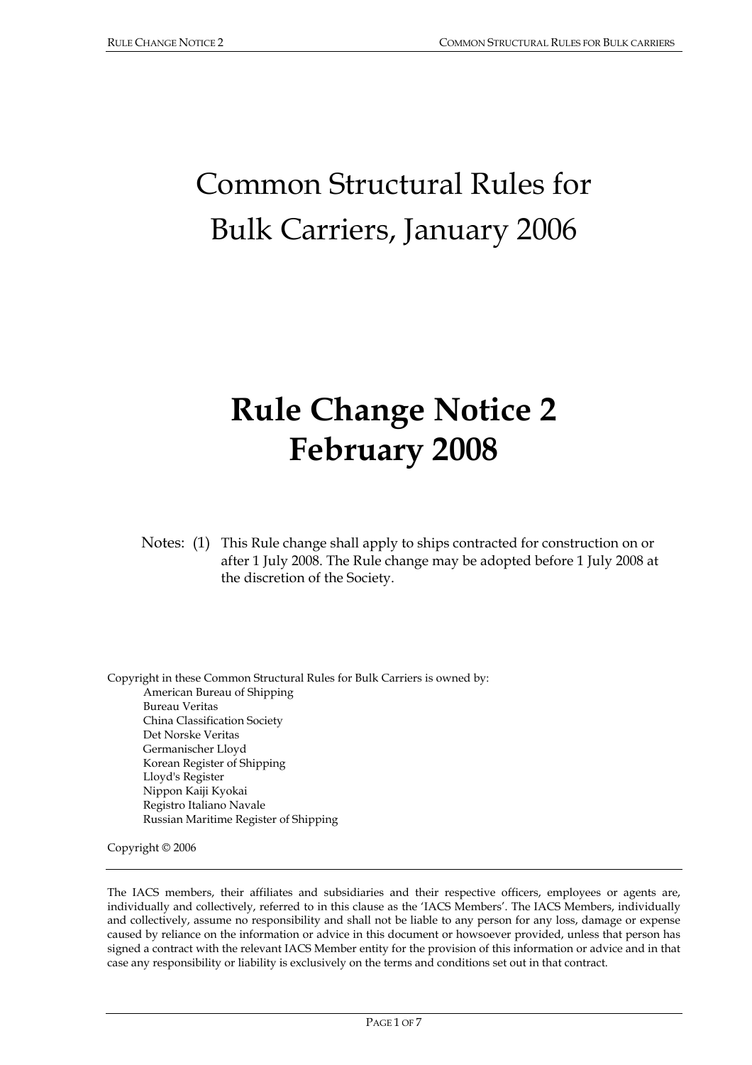# Common Structural Rules for Bulk Carriers, January 2006

# Rule Change Notice 2
# February 2008

Notes: (1) This Rule change shall apply to ships contracted for construction on or after 1 July 2008. The Rule change may be adopted before 1 July 2008 at the discretion of the Society.

Copyright in these Common Structural Rules for Bulk Carriers is owned by:

American Bureau of Shipping
Bureau Veritas
China Classification Society
Det Norske Veritas
Germanischer Lloyd
Korean Register of Shipping
Lloyd's Register
Nippon Kaiji Kyokai
Registro Italiano Navale
Russian Maritime Register of Shipping

Copyright © 2006

---

The IACS members, their affiliates and subsidiaries and their respective officers, employees or agents are, individually and collectively, referred to in this clause as the 'IACS Members'. The IACS Members, individually and collectively, assume no responsibility and shall not be liable to any person for any loss, damage or expense caused by reliance on the information or advice in this document or howsoever provided, unless that person has signed a contract with the relevant IACS Member entity for the provision of this information or advice and in that case any responsibility or liability is exclusively on the terms and conditions set out in that contract.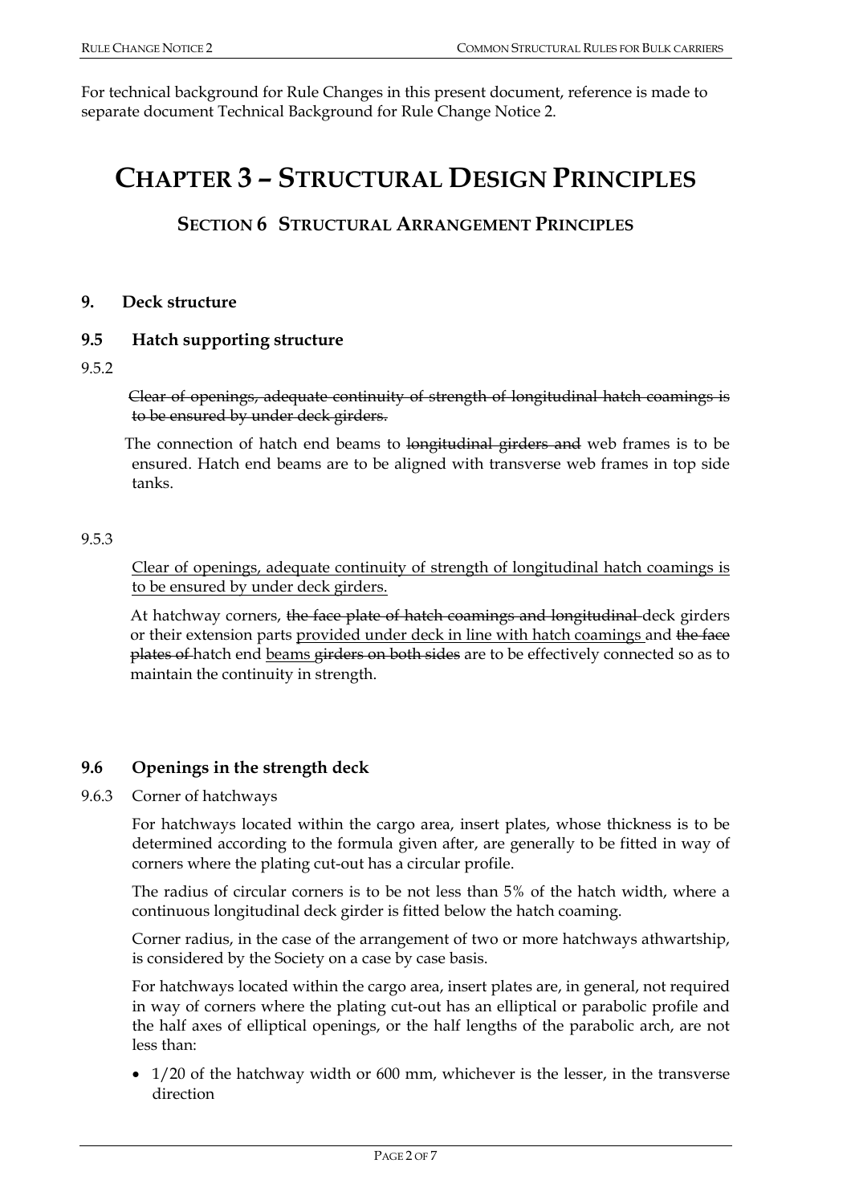For technical background for Rule Changes in this present document, reference is made to separate document Technical Background for Rule Change Notice 2.

# CHAPTER 3 – STRUCTURAL DESIGN PRINCIPLES

## SECTION 6 STRUCTURAL ARRANGEMENT PRINCIPLES

### 9. Deck structure

### 9.5 Hatch supporting structure

9.5.2

~~Clear of openings, adequate continuity of strength of longitudinal hatch coamings is to be ensured by under deck girders.~~

The connection of hatch end beams to ~~longitudinal girders and~~ web frames is to be ensured. Hatch end beams are to be aligned with transverse web frames in top side tanks.

9.5.3

<u>Clear of openings, adequate continuity of strength of longitudinal hatch coamings is to be ensured by under deck girders.</u>

At hatchway corners, ~~the face plate of hatch coamings and longitudinal~~ deck girders or their extension parts <u>provided under deck in line with hatch coamings</u> and ~~the face plates of~~ hatch end <u>beams</u> ~~girders on both sides~~ are to be effectively connected so as to maintain the continuity in strength.

### 9.6 Openings in the strength deck

9.6.3 Corner of hatchways

For hatchways located within the cargo area, insert plates, whose thickness is to be determined according to the formula given after, are generally to be fitted in way of corners where the plating cut-out has a circular profile.

The radius of circular corners is to be not less than 5% of the hatch width, where a continuous longitudinal deck girder is fitted below the hatch coaming.

Corner radius, in the case of the arrangement of two or more hatchways athwartship, is considered by the Society on a case by case basis.

For hatchways located within the cargo area, insert plates are, in general, not required in way of corners where the plating cut-out has an elliptical or parabolic profile and the half axes of elliptical openings, or the half lengths of the parabolic arch, are not less than:

- 1/20 of the hatchway width or 600 mm, whichever is the lesser, in the transverse direction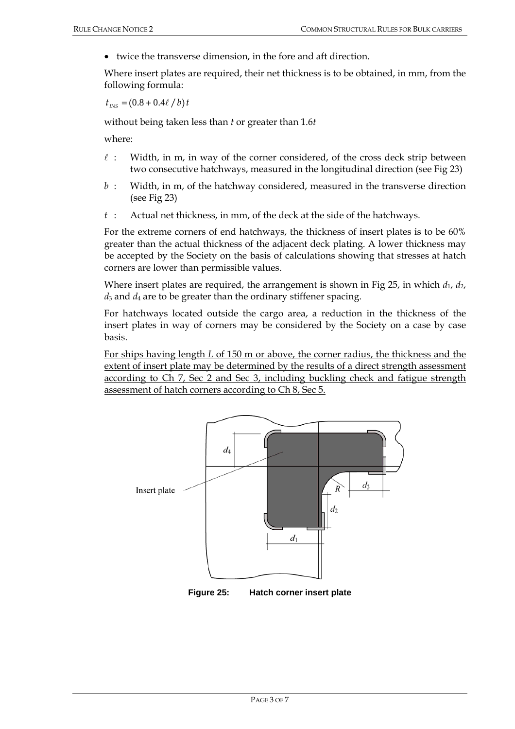- twice the transverse dimension, in the fore and aft direction.

Where insert plates are required, their net thickness is to be obtained, in mm, from the following formula:

$$t_{INS} = (0.8 + 0.4\ell / b)\,t$$

without being taken less than $t$ or greater than $1.6t$

where:

- $\ell$ : Width, in m, in way of the corner considered, of the cross deck strip between two consecutive hatchways, measured in the longitudinal direction (see Fig 23)
- $b$ : Width, in m, of the hatchway considered, measured in the transverse direction (see Fig 23)
- $t$ : Actual net thickness, in mm, of the deck at the side of the hatchways.

For the extreme corners of end hatchways, the thickness of insert plates is to be 60% greater than the actual thickness of the adjacent deck plating. A lower thickness may be accepted by the Society on the basis of calculations showing that stresses at hatch corners are lower than permissible values.

Where insert plates are required, the arrangement is shown in Fig 25, in which $d_1$, $d_2$, $d_3$ and $d_4$ are to be greater than the ordinary stiffener spacing.

For hatchways located outside the cargo area, a reduction in the thickness of the insert plates in way of corners may be considered by the Society on a case by case basis.

<u>For ships having length $L$ of 150 m or above, the corner radius, the thickness and the extent of insert plate may be determined by the results of a direct strength assessment according to Ch 7, Sec 2 and Sec 3, including buckling check and fatigue strength assessment of hatch corners according to Ch 8, Sec 5.</u>

**Figure 25: Hatch corner insert plate**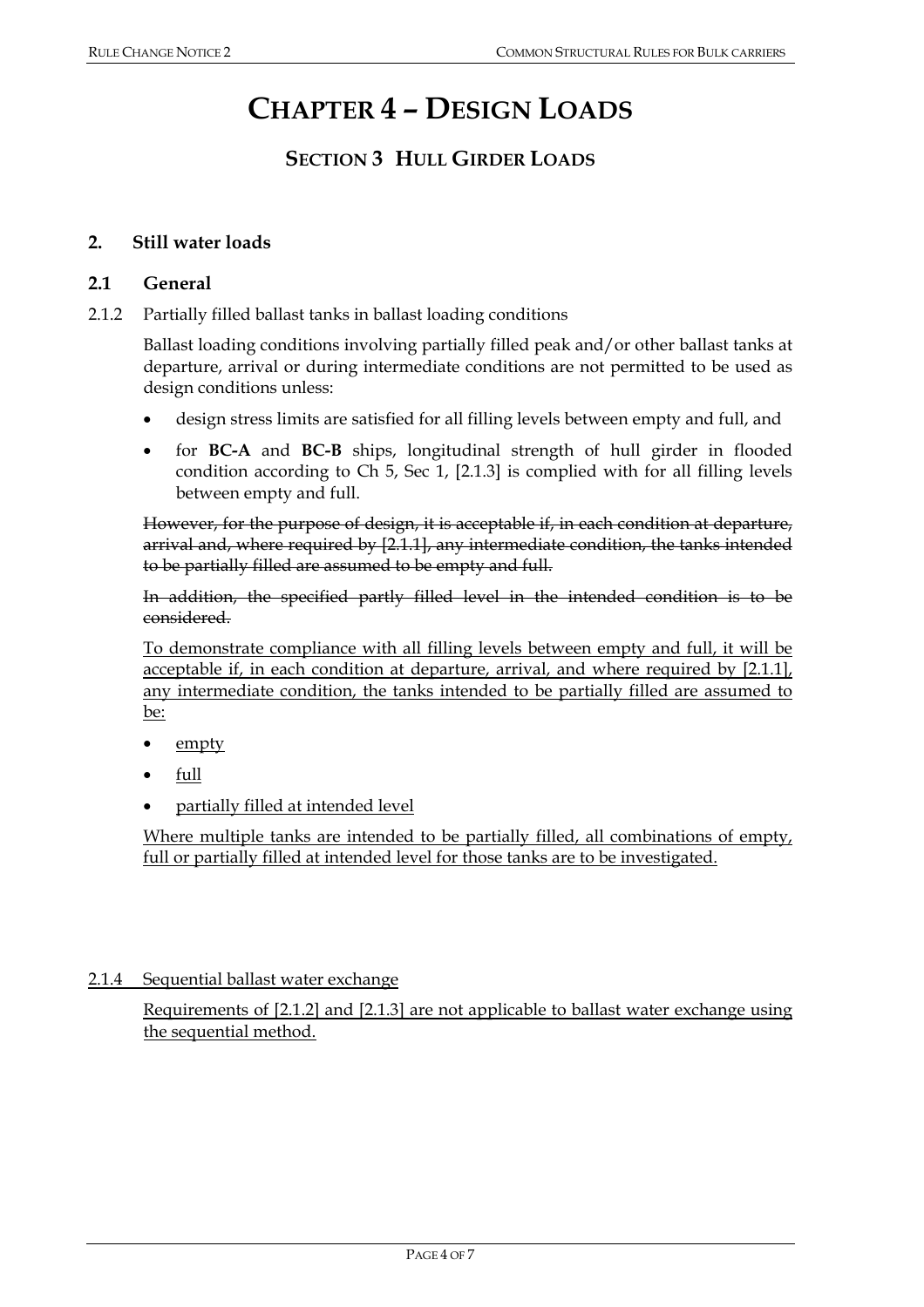# CHAPTER 4 – DESIGN LOADS

## SECTION 3 HULL GIRDER LOADS

### 2. Still water loads

### 2.1 General

2.1.2 Partially filled ballast tanks in ballast loading conditions

Ballast loading conditions involving partially filled peak and/or other ballast tanks at departure, arrival or during intermediate conditions are not permitted to be used as design conditions unless:

- design stress limits are satisfied for all filling levels between empty and full, and
- for **BC-A** and **BC-B** ships, longitudinal strength of hull girder in flooded condition according to Ch 5, Sec 1, [2.1.3] is complied with for all filling levels between empty and full.

~~However, for the purpose of design, it is acceptable if, in each condition at departure, arrival and, where required by [2.1.1], any intermediate condition, the tanks intended to be partially filled are assumed to be empty and full.~~

~~In addition, the specified partly filled level in the intended condition is to be considered.~~

<u>To demonstrate compliance with all filling levels between empty and full, it will be acceptable if, in each condition at departure, arrival, and where required by [2.1.1], any intermediate condition, the tanks intended to be partially filled are assumed to be:</u>

- <u>empty</u>
- <u>full</u>
- <u>partially filled at intended level</u>

<u>Where multiple tanks are intended to be partially filled, all combinations of empty, full or partially filled at intended level for those tanks are to be investigated.</u>

<u>2.1.4 Sequential ballast water exchange</u>

<u>Requirements of [2.1.2] and [2.1.3] are not applicable to ballast water exchange using the sequential method.</u>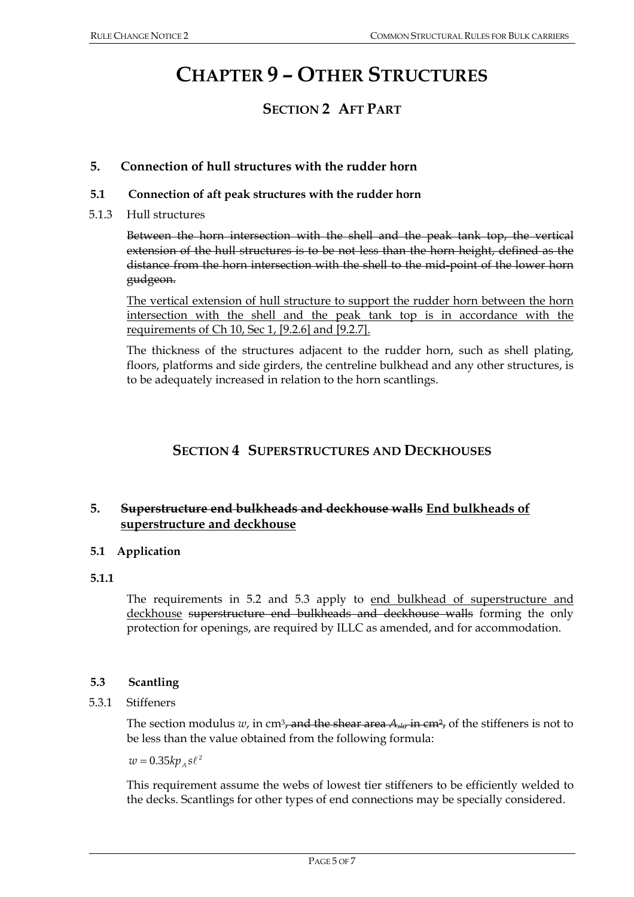# CHAPTER 9 – OTHER STRUCTURES

## SECTION 2 AFT PART

### 5. Connection of hull structures with the rudder horn

#### 5.1 Connection of aft peak structures with the rudder horn

5.1.3 Hull structures

~~Between the horn intersection with the shell and the peak tank top, the vertical extension of the hull structures is to be not less than the horn height, defined as the distance from the horn intersection with the shell to the mid-point of the lower horn gudgeon.~~

<u>The vertical extension of hull structure to support the rudder horn between the horn intersection with the shell and the peak tank top is in accordance with the requirements of Ch 10, Sec 1, [9.2.6] and [9.2.7].</u>

The thickness of the structures adjacent to the rudder horn, such as shell plating, floors, platforms and side girders, the centreline bulkhead and any other structures, is to be adequately increased in relation to the horn scantlings.

## SECTION 4 SUPERSTRUCTURES AND DECKHOUSES

### 5. ~~Superstructure end bulkheads and deckhouse walls~~ <u>End bulkheads of superstructure and deckhouse</u>

#### 5.1 Application

**5.1.1**

The requirements in 5.2 and 5.3 apply to <u>end bulkhead of superstructure and deckhouse</u> ~~superstructure end bulkheads and deckhouse walls~~ forming the only protection for openings, are required by ILLC as amended, and for accommodation.

#### 5.3 Scantling

5.3.1 Stiffeners

The section modulus $w$, in cm³~~, and the shear area $A_{sh}$, in cm²,~~ of the stiffeners is not to be less than the value obtained from the following formula:

$$w = 0.35 k p_A s \ell^2$$

This requirement assume the webs of lowest tier stiffeners to be efficiently welded to the decks. Scantlings for other types of end connections may be specially considered.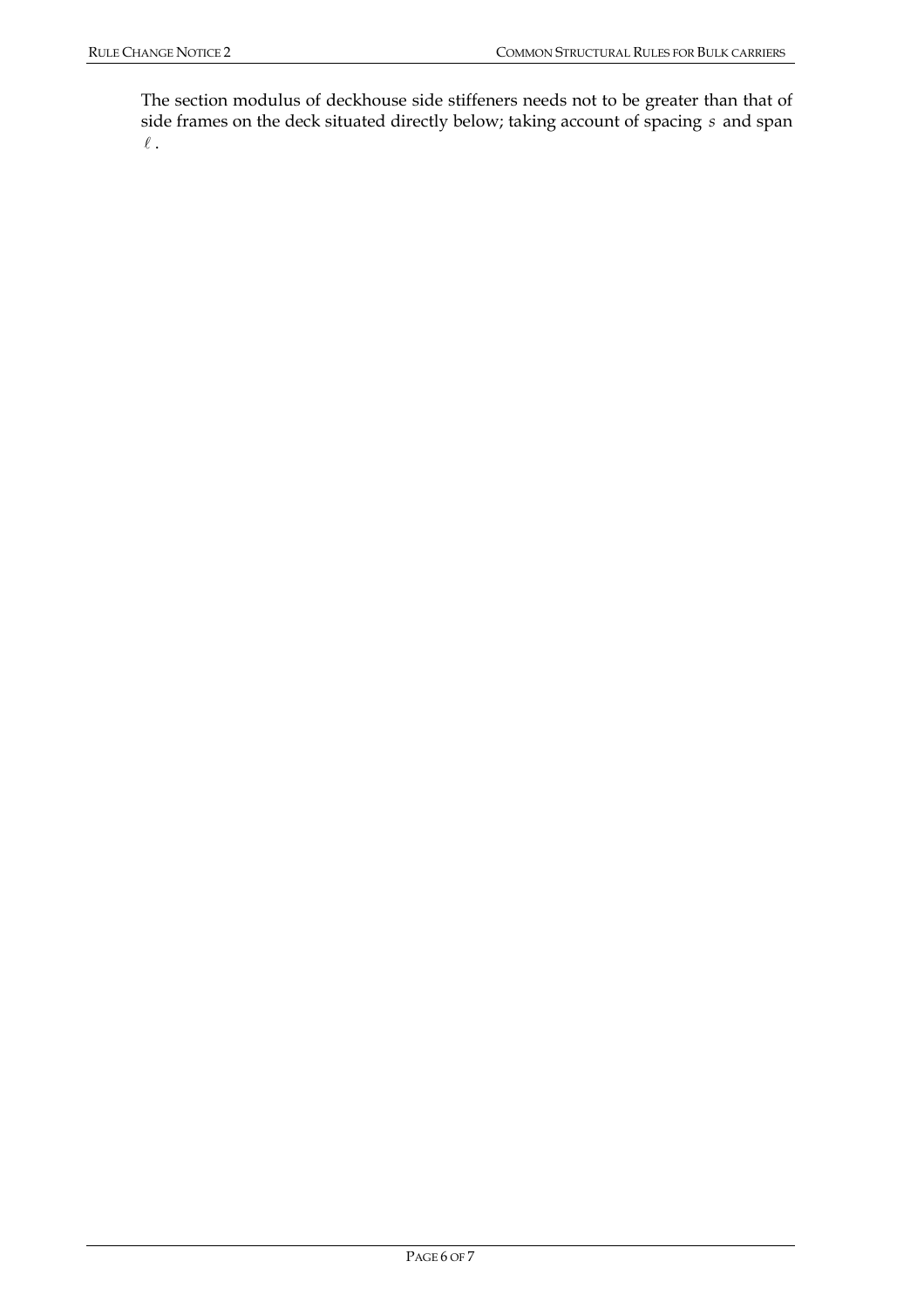The section modulus of deckhouse side stiffeners needs not to be greater than that of side frames on the deck situated directly below; taking account of spacing $s$ and span $\ell$.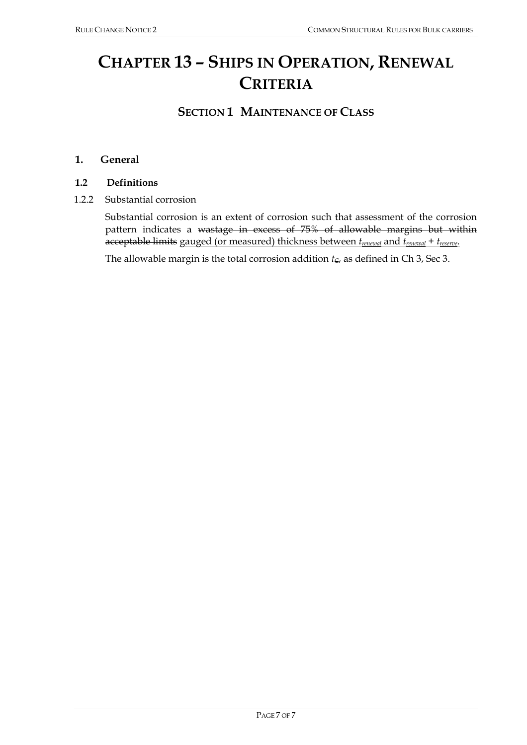# CHAPTER 13 – SHIPS IN OPERATION, RENEWAL CRITERIA

## SECTION 1 MAINTENANCE OF CLASS

### 1. General

#### 1.2 Definitions

1.2.2 Substantial corrosion

Substantial corrosion is an extent of corrosion such that assessment of the corrosion pattern indicates a ~~wastage in excess of 75% of allowable margins but within acceptable limits~~ <u>gauged (or measured) thickness between $t_{renewal}$ and $t_{renewal} + t_{reserve}$.</u>

~~The allowable margin is the total corrosion addition $t_C$, as defined in Ch 3, Sec 3.~~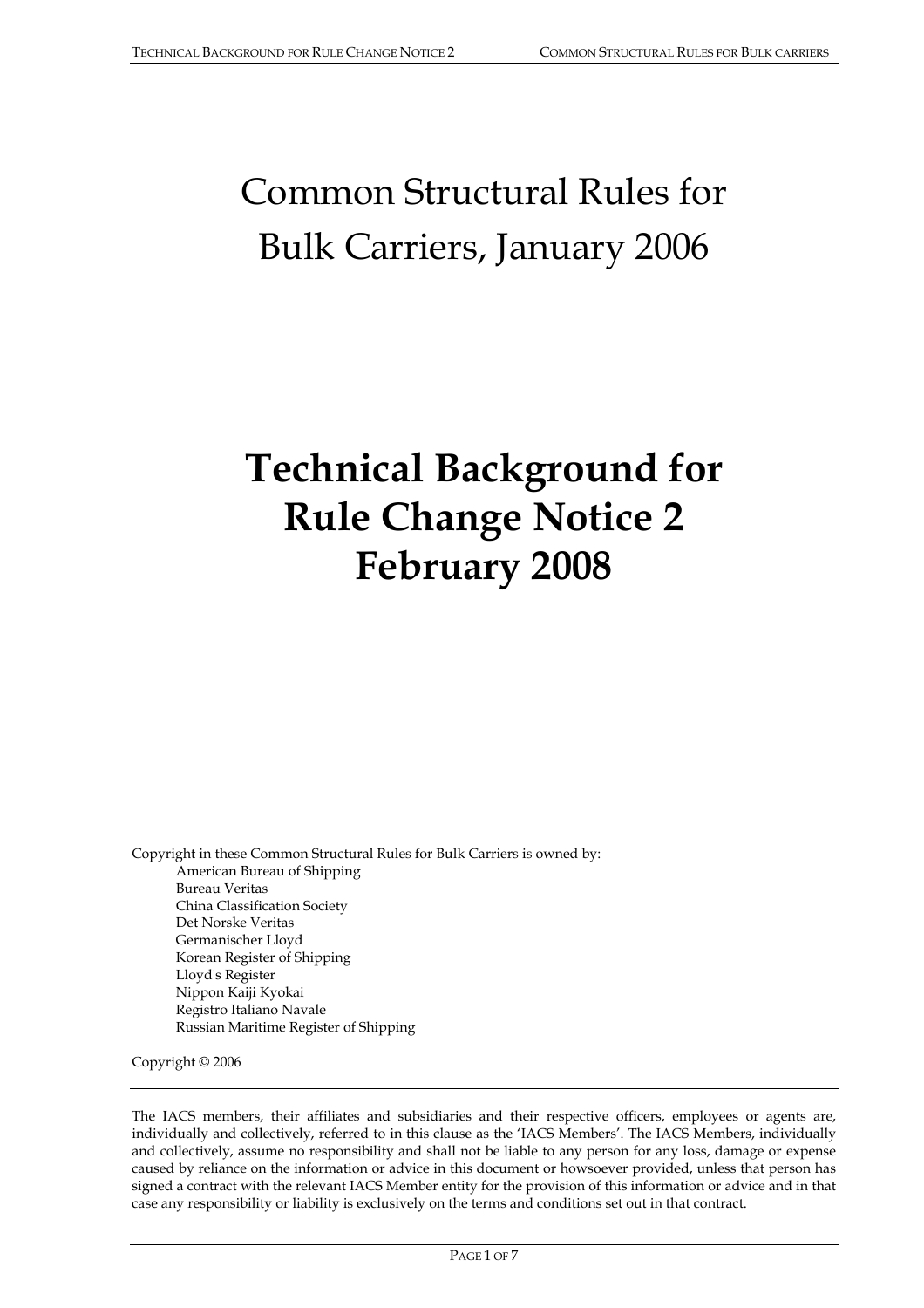# Common Structural Rules for Bulk Carriers, January 2006

# Technical Background for Rule Change Notice 2 February 2008

Copyright in these Common Structural Rules for Bulk Carriers is owned by:

American Bureau of Shipping
Bureau Veritas
China Classification Society
Det Norske Veritas
Germanischer Lloyd
Korean Register of Shipping
Lloyd's Register
Nippon Kaiji Kyokai
Registro Italiano Navale
Russian Maritime Register of Shipping

Copyright © 2006

The IACS members, their affiliates and subsidiaries and their respective officers, employees or agents are, individually and collectively, referred to in this clause as the 'IACS Members'. The IACS Members, individually and collectively, assume no responsibility and shall not be liable to any person for any loss, damage or expense caused by reliance on the information or advice in this document or howsoever provided, unless that person has signed a contract with the relevant IACS Member entity for the provision of this information or advice and in that case any responsibility or liability is exclusively on the terms and conditions set out in that contract.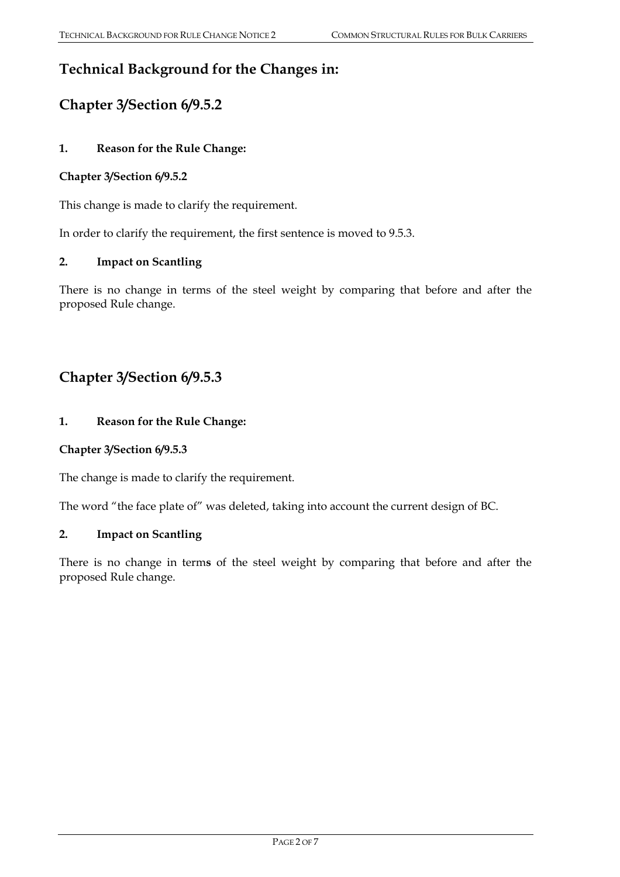# Technical Background for the Changes in:

## Chapter 3/Section 6/9.5.2

### 1. Reason for the Rule Change:

**Chapter 3/Section 6/9.5.2**

This change is made to clarify the requirement.

In order to clarify the requirement, the first sentence is moved to 9.5.3.

### 2. Impact on Scantling

There is no change in terms of the steel weight by comparing that before and after the proposed Rule change.

## Chapter 3/Section 6/9.5.3

### 1. Reason for the Rule Change:

**Chapter 3/Section 6/9.5.3**

The change is made to clarify the requirement.

The word "the face plate of" was deleted, taking into account the current design of BC.

### 2. Impact on Scantling

There is no change in terms of the steel weight by comparing that before and after the proposed Rule change.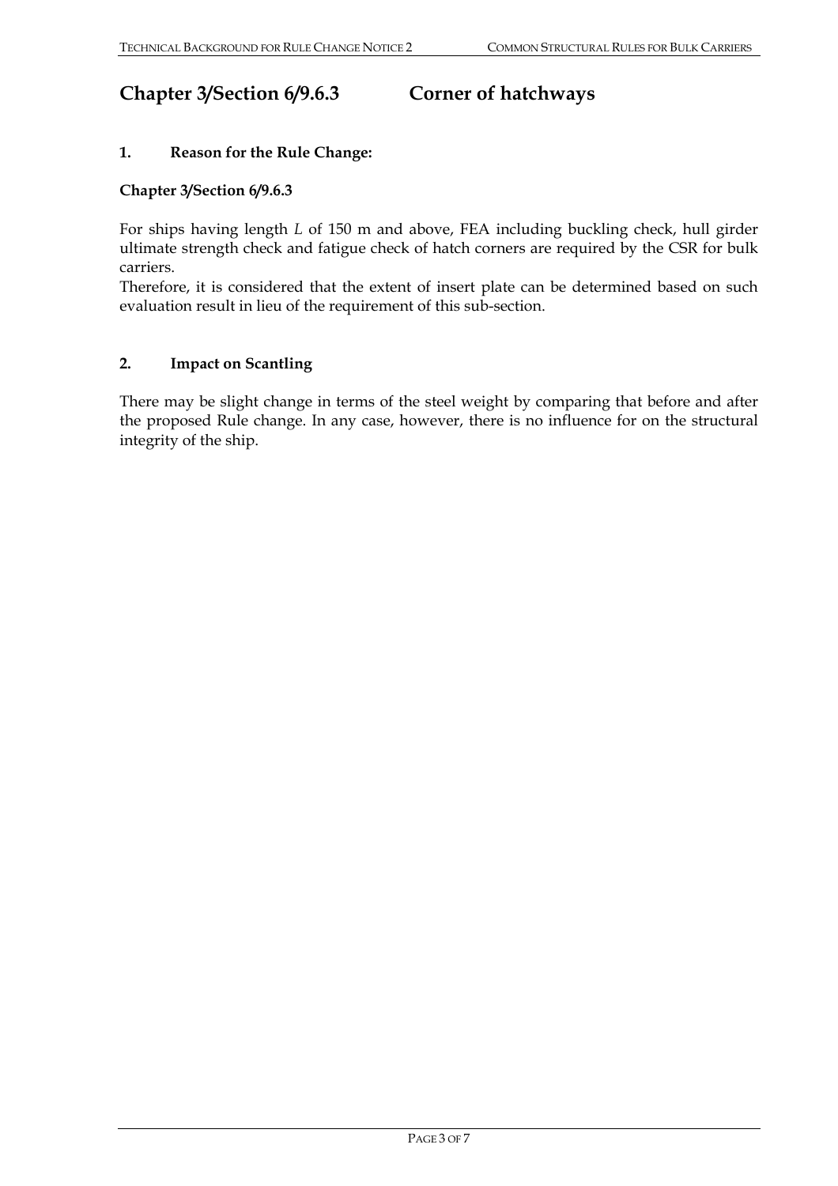## Chapter 3/Section 6/9.6.3 Corner of hatchways

### 1. Reason for the Rule Change:

**Chapter 3/Section 6/9.6.3**

For ships having length *L* of 150 m and above, FEA including buckling check, hull girder ultimate strength check and fatigue check of hatch corners are required by the CSR for bulk carriers.

Therefore, it is considered that the extent of insert plate can be determined based on such evaluation result in lieu of the requirement of this sub-section.

### 2. Impact on Scantling

There may be slight change in terms of the steel weight by comparing that before and after the proposed Rule change. In any case, however, there is no influence for on the structural integrity of the ship.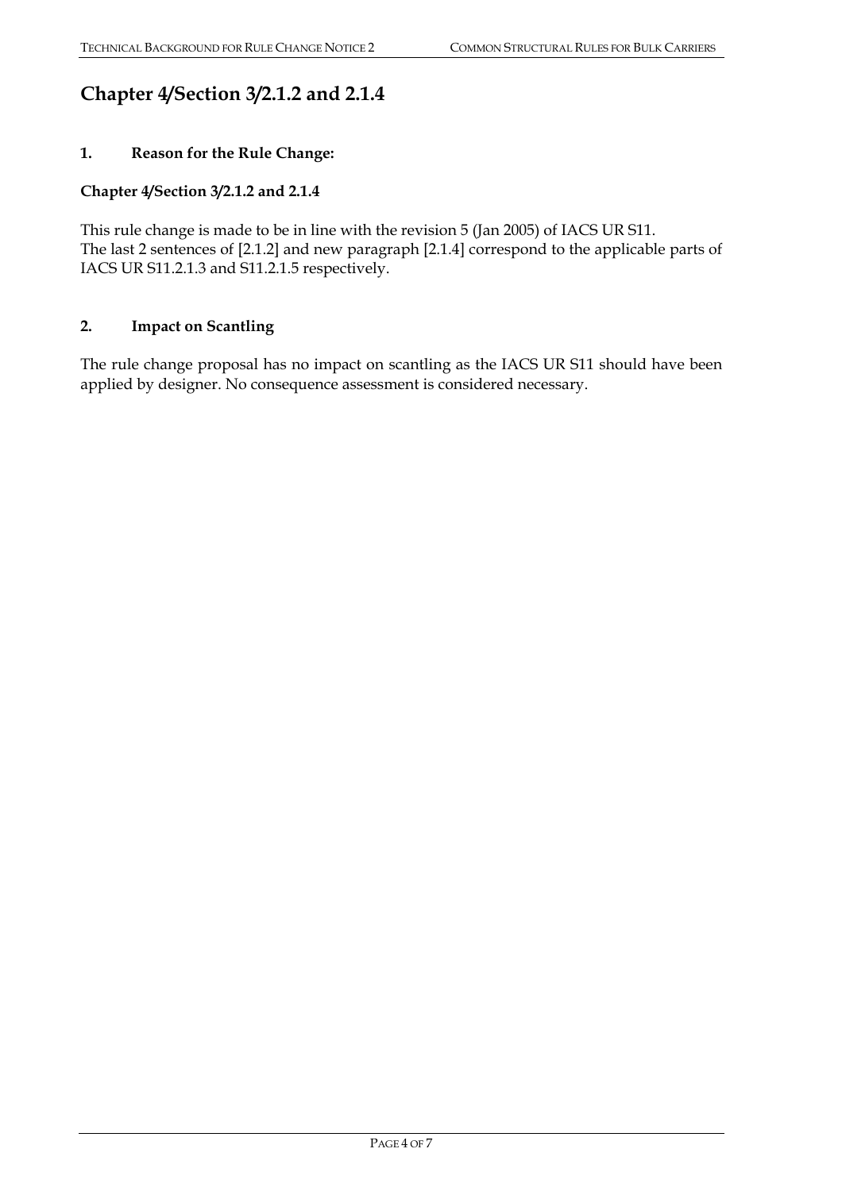## Chapter 4/Section 3/2.1.2 and 2.1.4

### 1. Reason for the Rule Change:

**Chapter 4/Section 3/2.1.2 and 2.1.4**

This rule change is made to be in line with the revision 5 (Jan 2005) of IACS UR S11.
The last 2 sentences of [2.1.2] and new paragraph [2.1.4] correspond to the applicable parts of IACS UR S11.2.1.3 and S11.2.1.5 respectively.

### 2. Impact on Scantling

The rule change proposal has no impact on scantling as the IACS UR S11 should have been applied by designer. No consequence assessment is considered necessary.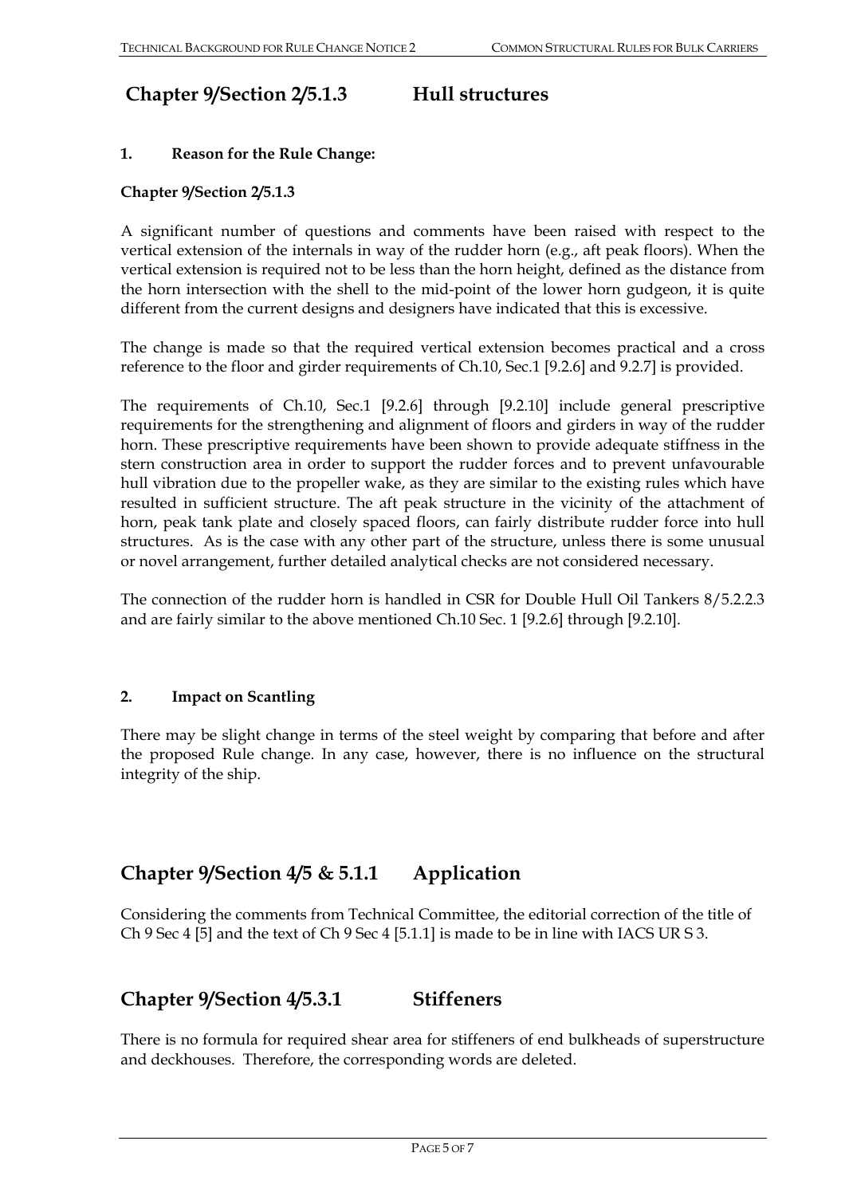## Chapter 9/Section 2/5.1.3 Hull structures

### 1. Reason for the Rule Change:

**Chapter 9/Section 2/5.1.3**

A significant number of questions and comments have been raised with respect to the vertical extension of the internals in way of the rudder horn (e.g., aft peak floors). When the vertical extension is required not to be less than the horn height, defined as the distance from the horn intersection with the shell to the mid-point of the lower horn gudgeon, it is quite different from the current designs and designers have indicated that this is excessive.

The change is made so that the required vertical extension becomes practical and a cross reference to the floor and girder requirements of Ch.10, Sec.1 [9.2.6] and 9.2.7] is provided.

The requirements of Ch.10, Sec.1 [9.2.6] through [9.2.10] include general prescriptive requirements for the strengthening and alignment of floors and girders in way of the rudder horn. These prescriptive requirements have been shown to provide adequate stiffness in the stern construction area in order to support the rudder forces and to prevent unfavourable hull vibration due to the propeller wake, as they are similar to the existing rules which have resulted in sufficient structure. The aft peak structure in the vicinity of the attachment of horn, peak tank plate and closely spaced floors, can fairly distribute rudder force into hull structures. As is the case with any other part of the structure, unless there is some unusual or novel arrangement, further detailed analytical checks are not considered necessary.

The connection of the rudder horn is handled in CSR for Double Hull Oil Tankers 8/5.2.2.3 and are fairly similar to the above mentioned Ch.10 Sec. 1 [9.2.6] through [9.2.10].

### 2. Impact on Scantling

There may be slight change in terms of the steel weight by comparing that before and after the proposed Rule change. In any case, however, there is no influence on the structural integrity of the ship.

## Chapter 9/Section 4/5 & 5.1.1 Application

Considering the comments from Technical Committee, the editorial correction of the title of Ch 9 Sec 4 [5] and the text of Ch 9 Sec 4 [5.1.1] is made to be in line with IACS UR S 3.

## Chapter 9/Section 4/5.3.1 Stiffeners

There is no formula for required shear area for stiffeners of end bulkheads of superstructure and deckhouses. Therefore, the corresponding words are deleted.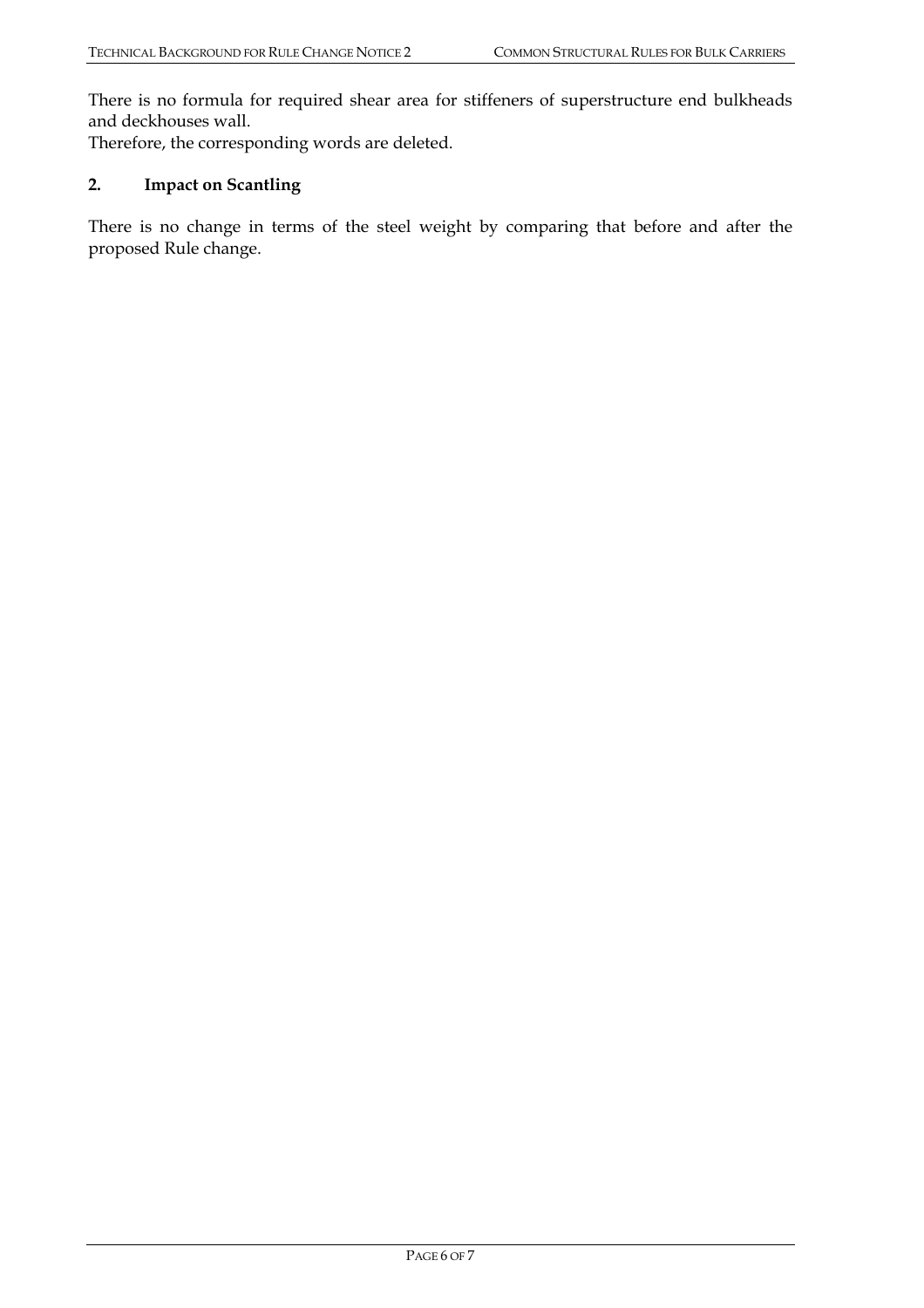There is no formula for required shear area for stiffeners of superstructure end bulkheads and deckhouses wall.
Therefore, the corresponding words are deleted.

## 2. Impact on Scantling

There is no change in terms of the steel weight by comparing that before and after the proposed Rule change.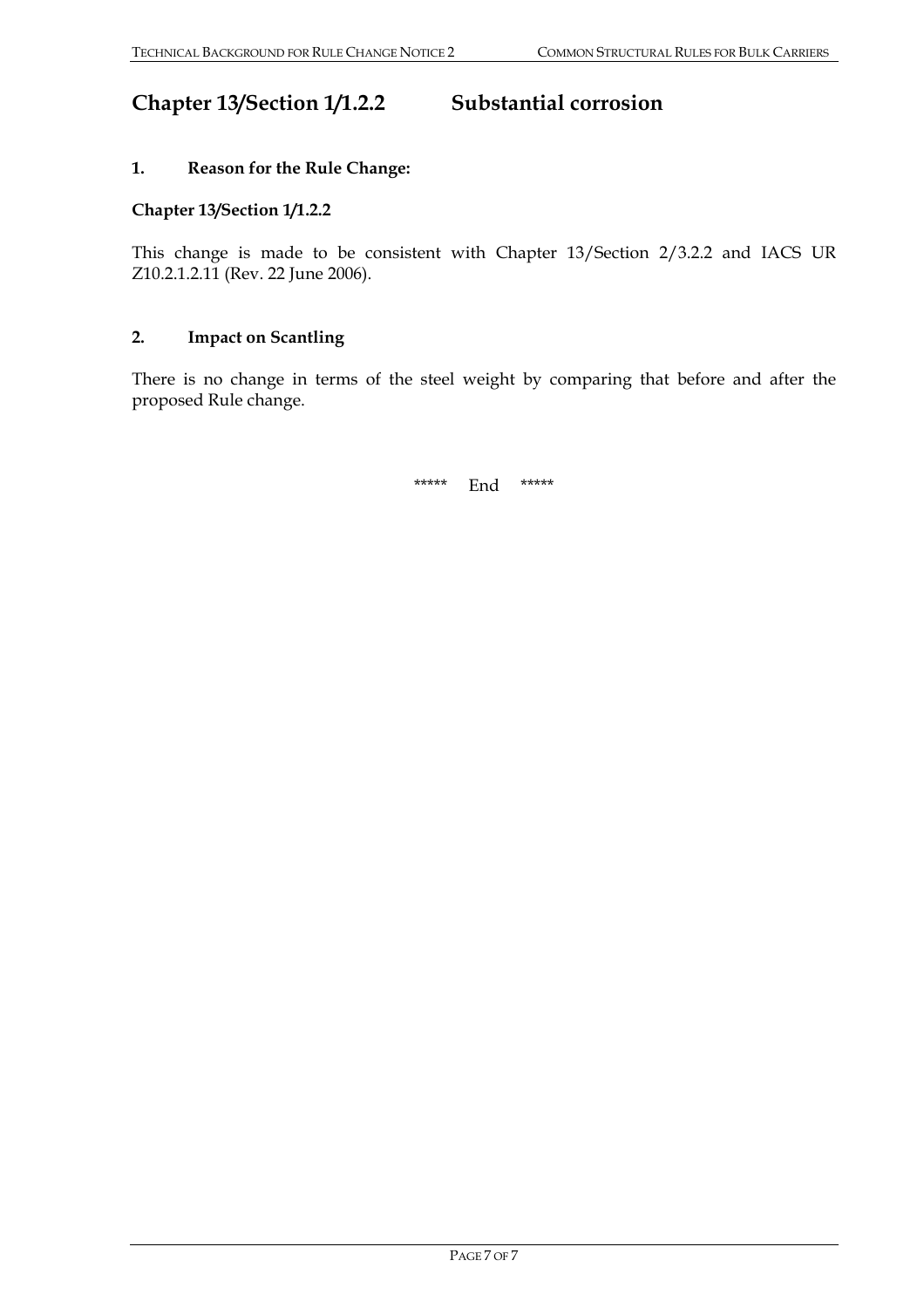# Chapter 13/Section 1/1.2.2 Substantial corrosion

## 1. Reason for the Rule Change:

**Chapter 13/Section 1/1.2.2**

This change is made to be consistent with Chapter 13/Section 2/3.2.2 and IACS UR Z10.2.1.2.11 (Rev. 22 June 2006).

## 2. Impact on Scantling

There is no change in terms of the steel weight by comparing that before and after the proposed Rule change.

***** End *****